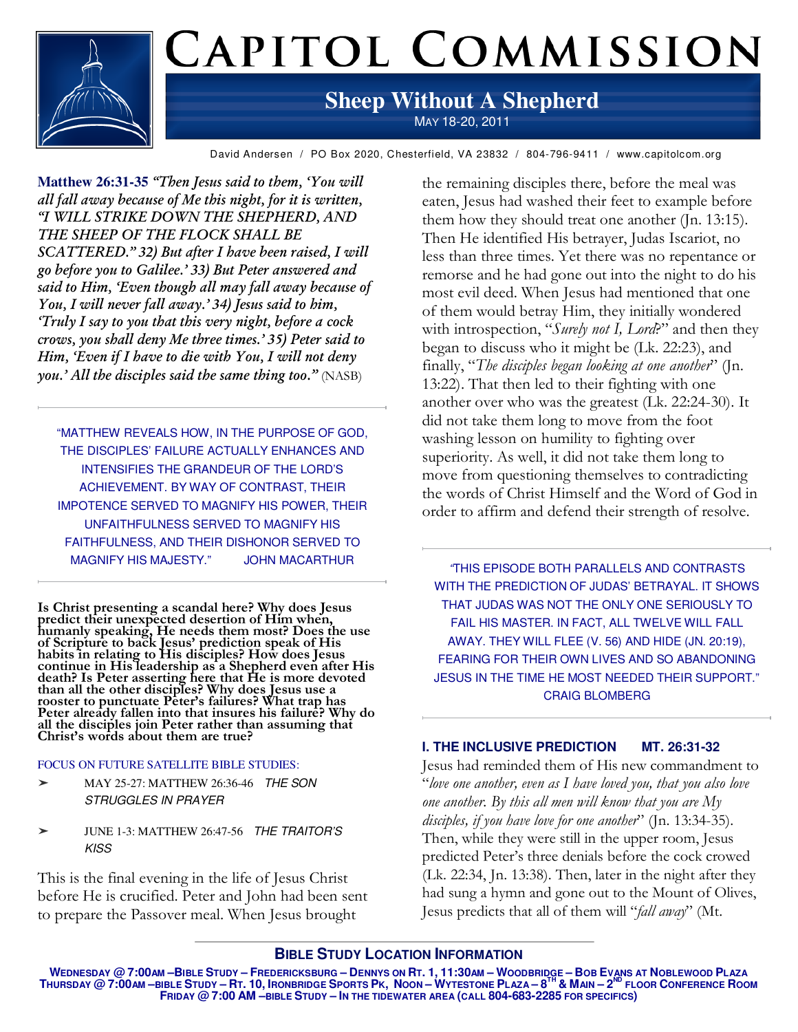# Capitol Commission

## Sheep Without A Shepherd

May 18-20, 2011

David Andersen / PO Box 2020, Chesterfield, VA 23832 / 804-796-9411 / www.capitolcom.org

**Matthew 26:31-35** ***"Then Jesus said to them, 'You will all fall away because of Me this night, for it is written, "I WILL STRIKE DOWN THE SHEPHERD, AND THE SHEEP OF THE FLOCK SHALL BE SCATTERED." 32) But after I have been raised, I will go before you to Galilee.' 33) But Peter answered and said to Him, 'Even though all may fall away because of You, I will never fall away.' 34) Jesus said to him, 'Truly I say to you that this very night, before a cock crows, you shall deny Me three times.' 35) Peter said to Him, 'Even if I have to die with You, I will not deny you.' All the disciples said the same thing too."*** (NASB)

---

"MATTHEW REVEALS HOW, IN THE PURPOSE OF GOD, THE DISCIPLES' FAILURE ACTUALLY ENHANCES AND INTENSIFIES THE GRANDEUR OF THE LORD'S ACHIEVEMENT. BY WAY OF CONTRAST, THEIR IMPOTENCE SERVED TO MAGNIFY HIS POWER, THEIR UNFAITHFULNESS SERVED TO MAGNIFY HIS FAITHFULNESS, AND THEIR DISHONOR SERVED TO MAGNIFY HIS MAJESTY." JOHN MACARTHUR

---

**Is Christ presenting a scandal here? Why does Jesus predict their unexpected desertion of Him when, humanly speaking, He needs them most? Does the use of Scripture to back Jesus' prediction speak of His habits in relating to His disciples? How does Jesus continue in His leadership as a Shepherd even after His death? Is Peter asserting here that He is more devoted than all the other disciples? Why does Jesus use a rooster to punctuate Peter's failures? What trap has Peter already fallen into that insures his failure? Why do all the disciples join Peter rather than assuming that Christ's words about them are true?**

FOCUS ON FUTURE SATELLITE BIBLE STUDIES:

- MAY 25-27: MATTHEW 26:36-46 *THE SON STRUGGLES IN PRAYER*
- JUNE 1-3: MATTHEW 26:47-56 *THE TRAITOR'S KISS*

This is the final evening in the life of Jesus Christ before He is crucified. Peter and John had been sent to prepare the Passover meal. When Jesus brought the remaining disciples there, before the meal was eaten, Jesus had washed their feet to example before them how they should treat one another (Jn. 13:15). Then He identified His betrayer, Judas Iscariot, no less than three times. Yet there was no repentance or remorse and he had gone out into the night to do his most evil deed. When Jesus had mentioned that one of them would betray Him, they initially wondered with introspection, "*Surely not I, Lord*?" and then they began to discuss who it might be (Lk. 22:23), and finally, "*The disciples began looking at one another*" (Jn. 13:22). That then led to their fighting with one another over who was the greatest (Lk. 22:24-30). It did not take them long to move from the foot washing lesson on humility to fighting over superiority. As well, it did not take them long to move from questioning themselves to contradicting the words of Christ Himself and the Word of God in order to affirm and defend their strength of resolve.

---

"THIS EPISODE BOTH PARALLELS AND CONTRASTS WITH THE PREDICTION OF JUDAS' BETRAYAL. IT SHOWS THAT JUDAS WAS NOT THE ONLY ONE SERIOUSLY TO FAIL HIS MASTER. IN FACT, ALL TWELVE WILL FALL AWAY. THEY WILL FLEE (V. 56) AND HIDE (JN. 20:19), FEARING FOR THEIR OWN LIVES AND SO ABANDONING JESUS IN THE TIME HE MOST NEEDED THEIR SUPPORT." CRAIG BLOMBERG

---

### I. THE INCLUSIVE PREDICTION MT. 26:31-32

Jesus had reminded them of His new commandment to "*love one another, even as I have loved you, that you also love one another. By this all men will know that you are My disciples, if you have love for one another*" (Jn. 13:34-35). Then, while they were still in the upper room, Jesus predicted Peter's three denials before the cock crowed (Lk. 22:34, Jn. 13:38). Then, later in the night after they had sung a hymn and gone out to the Mount of Olives, Jesus predicts that all of them will "*fall away*" (Mt.

---

**BIBLE STUDY LOCATION INFORMATION**

**WEDNESDAY @ 7:00AM –BIBLE STUDY – FREDERICKSBURG – DENNYS ON RT. 1, 11:30AM – WOODBRIDGE – BOB EVANS AT NOBLEWOOD PLAZA**
**THURSDAY @ 7:00AM –BIBLE STUDY – RT. 10, IRONBRIDGE SPORTS PK, NOON – WYTESTONE PLAZA – 8TH & MAIN – 2ND FLOOR CONFERENCE ROOM**
**FRIDAY @ 7:00 AM –BIBLE STUDY – IN THE TIDEWATER AREA (CALL 804-683-2285 FOR SPECIFICS)**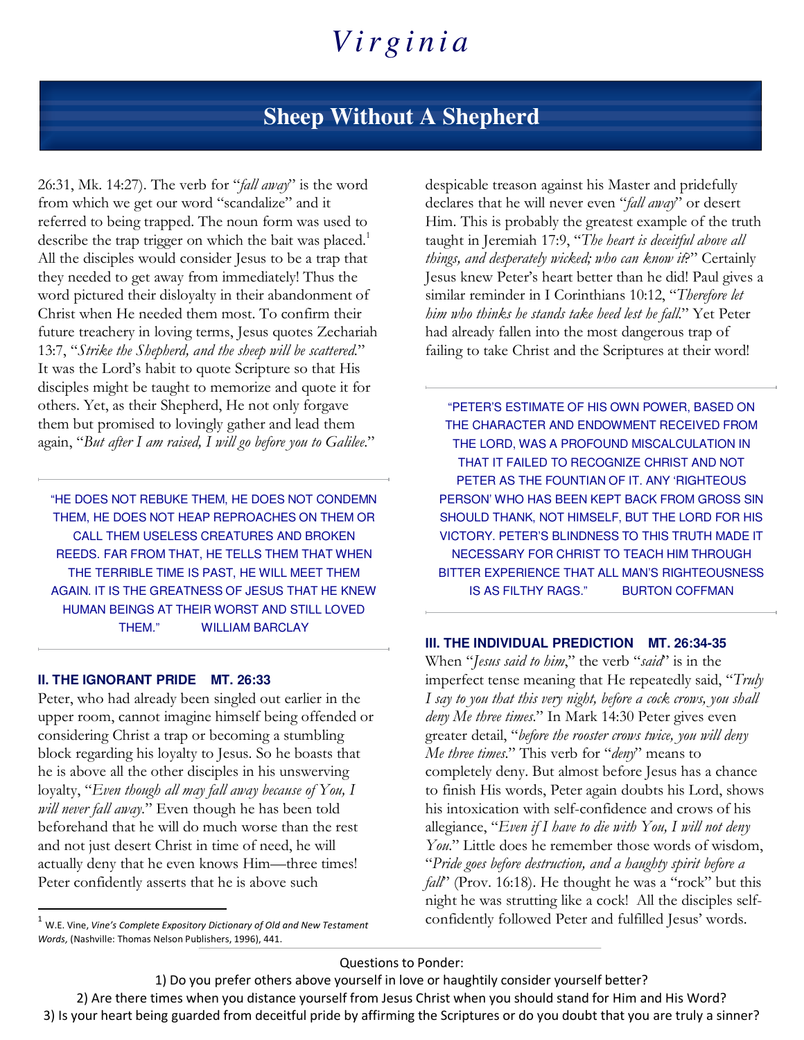26:31, Mk. 14:27). The verb for "*fall away*" is the word from which we get our word "scandalize" and it referred to being trapped. The noun form was used to describe the trap trigger on which the bait was placed.[1] All the disciples would consider Jesus to be a trap that they needed to get away from immediately! Thus the word pictured their disloyalty in their abandonment of Christ when He needed them most. To confirm their future treachery in loving terms, Jesus quotes Zechariah 13:7, "*Strike the Shepherd, and the sheep will be scattered.*" It was the Lord's habit to quote Scripture so that His disciples might be taught to memorize and quote it for others. Yet, as their Shepherd, He not only forgave them but promised to lovingly gather and lead them again, "*But after I am raised, I will go before you to Galilee.*"

"HE DOES NOT REBUKE THEM, HE DOES NOT CONDEMN THEM, HE DOES NOT HEAP REPROACHES ON THEM OR CALL THEM USELESS CREATURES AND BROKEN REEDS. FAR FROM THAT, HE TELLS THEM THAT WHEN THE TERRIBLE TIME IS PAST, HE WILL MEET THEM AGAIN. IT IS THE GREATNESS OF JESUS THAT HE KNEW HUMAN BEINGS AT THEIR WORST AND STILL LOVED THEM." WILLIAM BARCLAY

**II. THE IGNORANT PRIDE MT. 26:33**

Peter, who had already been singled out earlier in the upper room, cannot imagine himself being offended or considering Christ a trap or becoming a stumbling block regarding his loyalty to Jesus. So he boasts that he is above all the other disciples in his unswerving loyalty, "*Even though all may fall away because of You, I will never fall away.*" Even though he has been told beforehand that he will do much worse than the rest and not just desert Christ in time of need, he will actually deny that he even knows Him—three times! Peter confidently asserts that he is above such despicable treason against his Master and pridefully declares that he will never even "*fall away*" or desert Him. This is probably the greatest example of the truth taught in Jeremiah 17:9, "*The heart is deceitful above all things, and desperately wicked; who can know it?*" Certainly Jesus knew Peter's heart better than he did! Paul gives a similar reminder in I Corinthians 10:12, "*Therefore let him who thinks he stands take heed lest he fall.*" Yet Peter had already fallen into the most dangerous trap of failing to take Christ and the Scriptures at their word!

"PETER'S ESTIMATE OF HIS OWN POWER, BASED ON THE CHARACTER AND ENDOWMENT RECEIVED FROM THE LORD, WAS A PROFOUND MISCALCULATION IN THAT IT FAILED TO RECOGNIZE CHRIST AND NOT PETER AS THE FOUNTIAN OF IT. ANY 'RIGHTEOUS PERSON' WHO HAS BEEN KEPT BACK FROM GROSS SIN SHOULD THANK, NOT HIMSELF, BUT THE LORD FOR HIS VICTORY. PETER'S BLINDNESS TO THIS TRUTH MADE IT NECESSARY FOR CHRIST TO TEACH HIM THROUGH BITTER EXPERIENCE THAT ALL MAN'S RIGHTEOUSNESS IS AS FILTHY RAGS." BURTON COFFMAN

**III. THE INDIVIDUAL PREDICTION MT. 26:34-35**

When "*Jesus said to him*," the verb "*said*" is in the imperfect tense meaning that He repeatedly said, "*Truly I say to you that this very night, before a cock crows, you shall deny Me three times.*" In Mark 14:30 Peter gives even greater detail, "*before the rooster crows twice, you will deny Me three times.*" This verb for "*deny*" means to completely deny. But almost before Jesus has a chance to finish His words, Peter again doubts his Lord, shows his intoxication with self-confidence and crows of his allegiance, "*Even if I have to die with You, I will not deny You.*" Little does he remember those words of wisdom, "*Pride goes before destruction, and a haughty spirit before a fall*" (Prov. 16:18). He thought he was a "rock" but this night he was strutting like a cock! All the disciples self-confidently followed Peter and fulfilled Jesus' words.

[1] W.E. Vine, *Vine's Complete Expository Dictionary of Old and New Testament Words,* (Nashville: Thomas Nelson Publishers, 1996), 441.

Questions to Ponder:

1) Do you prefer others above yourself in love or haughtily consider yourself better?
2) Are there times when you distance yourself from Jesus Christ when you should stand for Him and His Word?
3) Is your heart being guarded from deceitful pride by affirming the Scriptures or do you doubt that you are truly a sinner?